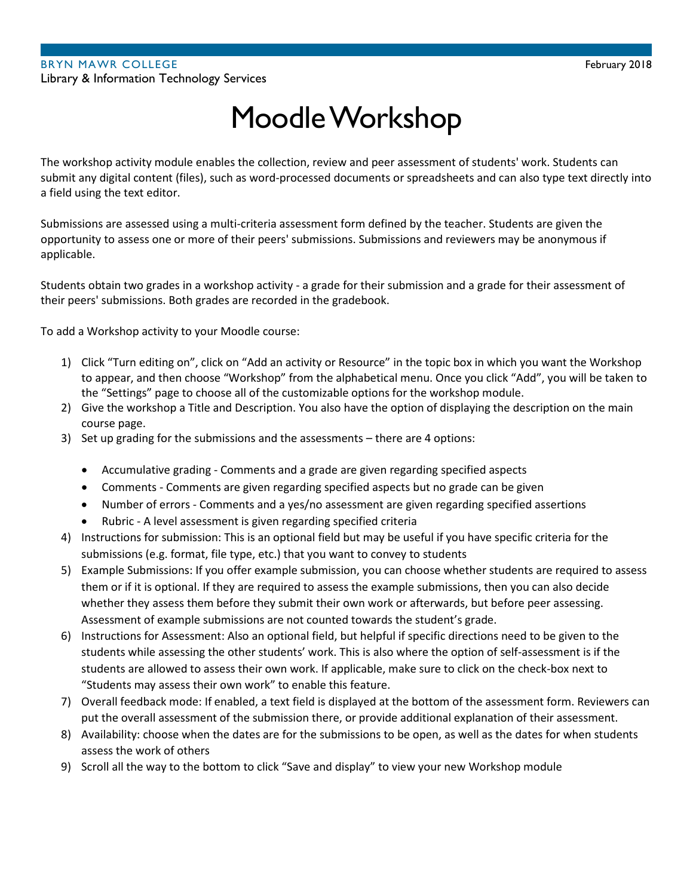BRYN MAWR COLLEGE
Library & Information Technology Services

February 2018

# Moodle Workshop

The workshop activity module enables the collection, review and peer assessment of students' work. Students can submit any digital content (files), such as word-processed documents or spreadsheets and can also type text directly into a field using the text editor.

Submissions are assessed using a multi-criteria assessment form defined by the teacher. Students are given the opportunity to assess one or more of their peers' submissions. Submissions and reviewers may be anonymous if applicable.

Students obtain two grades in a workshop activity - a grade for their submission and a grade for their assessment of their peers' submissions. Both grades are recorded in the gradebook.

To add a Workshop activity to your Moodle course:

1) Click "Turn editing on", click on "Add an activity or Resource" in the topic box in which you want the Workshop to appear, and then choose "Workshop" from the alphabetical menu. Once you click "Add", you will be taken to the "Settings" page to choose all of the customizable options for the workshop module.
2) Give the workshop a Title and Description. You also have the option of displaying the description on the main course page.
3) Set up grading for the submissions and the assessments – there are 4 options:
   - Accumulative grading - Comments and a grade are given regarding specified aspects
   - Comments - Comments are given regarding specified aspects but no grade can be given
   - Number of errors - Comments and a yes/no assessment are given regarding specified assertions
   - Rubric - A level assessment is given regarding specified criteria
4) Instructions for submission: This is an optional field but may be useful if you have specific criteria for the submissions (e.g. format, file type, etc.) that you want to convey to students
5) Example Submissions: If you offer example submission, you can choose whether students are required to assess them or if it is optional. If they are required to assess the example submissions, then you can also decide whether they assess them before they submit their own work or afterwards, but before peer assessing. Assessment of example submissions are not counted towards the student's grade.
6) Instructions for Assessment: Also an optional field, but helpful if specific directions need to be given to the students while assessing the other students' work. This is also where the option of self-assessment is if the students are allowed to assess their own work. If applicable, make sure to click on the check-box next to "Students may assess their own work" to enable this feature.
7) Overall feedback mode: If enabled, a text field is displayed at the bottom of the assessment form. Reviewers can put the overall assessment of the submission there, or provide additional explanation of their assessment.
8) Availability: choose when the dates are for the submissions to be open, as well as the dates for when students assess the work of others
9) Scroll all the way to the bottom to click "Save and display" to view your new Workshop module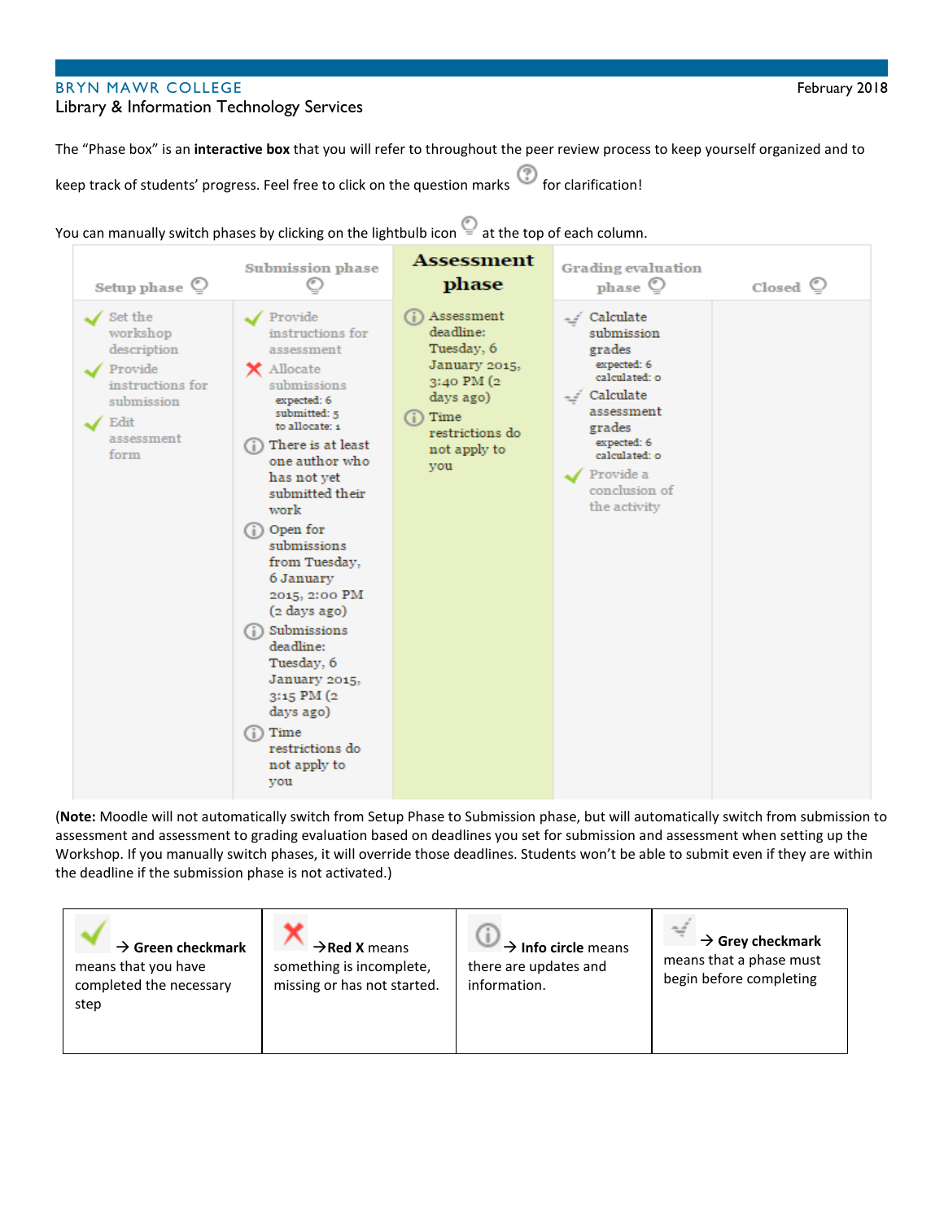The "Phase box" is an **interactive box** that you will refer to throughout the peer review process to keep yourself organized and to keep track of students' progress. Feel free to click on the question marks for clarification!

You can manually switch phases by clicking on the lightbulb icon at the top of each column.

| Setup phase | Submission phase | Assessment phase | Grading evaluation phase | Closed |
|---|---|---|---|---|
| ✓ Set the workshop description<br>✓ Provide instructions for submission<br>✓ Edit assessment form | ✓ Provide instructions for assessment<br>✗ Allocate submissions<br>expected: 6<br>submitted: 5<br>to allocate: 1<br>ⓘ There is at least one author who has not yet submitted their work<br>ⓘ Open for submissions from Tuesday, 6 January 2015, 2:00 PM (2 days ago)<br>ⓘ Submissions deadline: Tuesday, 6 January 2015, 3:15 PM (2 days ago)<br>ⓘ Time restrictions do not apply to you | ⓘ Assessment deadline: Tuesday, 6 January 2015, 3:40 PM (2 days ago)<br>ⓘ Time restrictions do not apply to you | Calculate submission grades<br>expected: 6<br>calculated: 0<br>Calculate assessment grades<br>expected: 6<br>calculated: 0<br>✓ Provide a conclusion of the activity | |

(**Note:** Moodle will not automatically switch from Setup Phase to Submission phase, but will automatically switch from submission to assessment and assessment to grading evaluation based on deadlines you set for submission and assessment when setting up the Workshop. If you manually switch phases, it will override those deadlines. Students won't be able to submit even if they are within the deadline if the submission phase is not activated.)

| → **Green checkmark** means that you have completed the necessary step | → **Red X** means something is incomplete, missing or has not started. | → **Info circle** means there are updates and information. | → **Grey checkmark** means that a phase must begin before completing |
|---|---|---|---|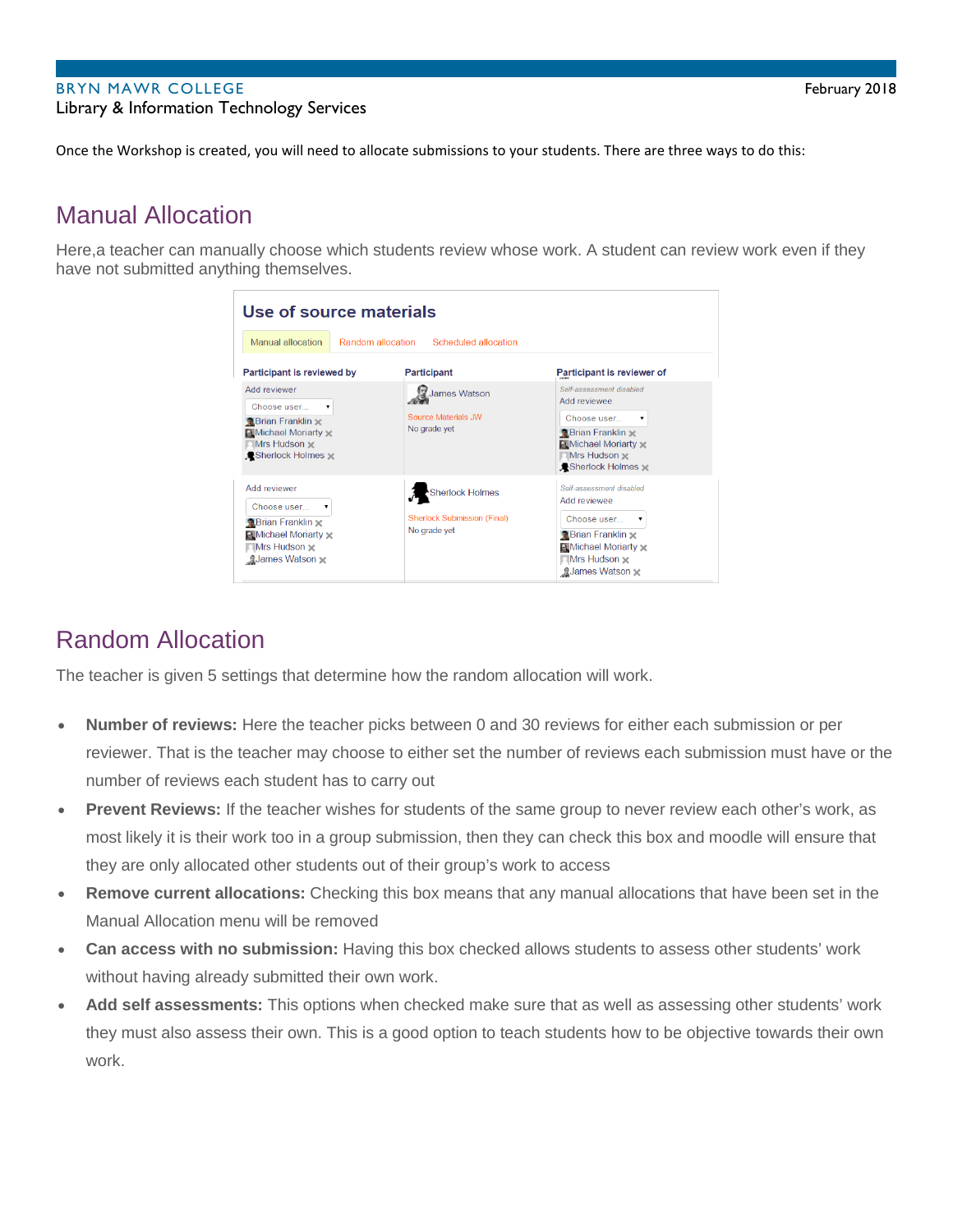Once the Workshop is created, you will need to allocate submissions to your students. There are three ways to do this:

## Manual Allocation

Here,a teacher can manually choose which students review whose work. A student can review work even if they have not submitted anything themselves.

## Random Allocation

The teacher is given 5 settings that determine how the random allocation will work.

- **Number of reviews:** Here the teacher picks between 0 and 30 reviews for either each submission or per reviewer. That is the teacher may choose to either set the number of reviews each submission must have or the number of reviews each student has to carry out
- **Prevent Reviews:** If the teacher wishes for students of the same group to never review each other's work, as most likely it is their work too in a group submission, then they can check this box and moodle will ensure that they are only allocated other students out of their group's work to access
- **Remove current allocations:** Checking this box means that any manual allocations that have been set in the Manual Allocation menu will be removed
- **Can access with no submission:** Having this box checked allows students to assess other students' work without having already submitted their own work.
- **Add self assessments:** This options when checked make sure that as well as assessing other students' work they must also assess their own. This is a good option to teach students how to be objective towards their own work.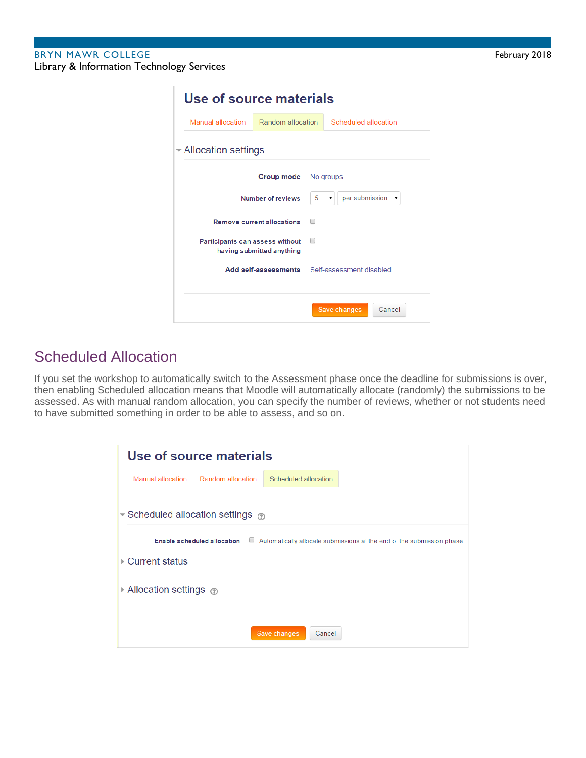Use of source materials

Manual allocation | Random allocation | Scheduled allocation

Allocation settings

Group mode: No groups

Number of reviews: 5 per submission

Remove current allocations

Participants can assess without having submitted anything

Add self-assessments: Self-assessment disabled

Save changes | Cancel

## Scheduled Allocation

If you set the workshop to automatically switch to the Assessment phase once the deadline for submissions is over, then enabling Scheduled allocation means that Moodle will automatically allocate (randomly) the submissions to be assessed. As with manual random allocation, you can specify the number of reviews, whether or not students need to have submitted something in order to be able to assess, and so on.

Use of source materials

Manual allocation | Random allocation | Scheduled allocation

Scheduled allocation settings

Enable scheduled allocation: Automatically allocate submissions at the end of the submission phase

Current status

Allocation settings

Save changes | Cancel